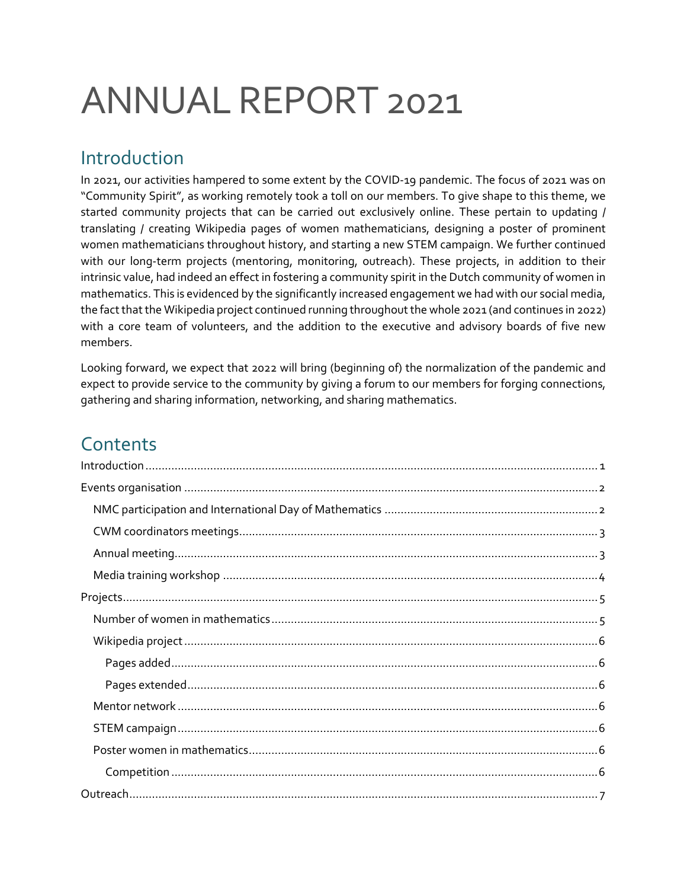# ANNUAL REPORT 2021

## Introduction

In 2021, our activities hampered to some extent by the COVID-19 pandemic. The focus of 2021 was on "Community Spirit", as working remotely took a toll on our members. To give shape to this theme, we started community projects that can be carried out exclusively online. These pertain to updating / translating / creating Wikipedia pages of women mathematicians, designing a poster of prominent women mathematicians throughout history, and starting a new STEM campaign. We further continued with our long-term projects (mentoring, monitoring, outreach). These projects, in addition to their intrinsic value, had indeed an effect in fostering a community spirit in the Dutch community of women in mathematics. This is evidenced by the significantly increased engagement we had with our social media, the fact that the Wikipedia project continued running throughout the whole 2021 (and continues in 2022) with a core team of volunteers, and the addition to the executive and advisory boards of five new members.

Looking forward, we expect that 2022 will bring (beginning of) the normalization of the pandemic and expect to provide service to the community by giving a forum to our members for forging connections, gathering and sharing information, networking, and sharing mathematics.

## Contents

- Introduction ..... 1
- Events organisation ..... 2
  - NMC participation and International Day of Mathematics ..... 2
  - CWM coordinators meetings ..... 3
  - Annual meeting ..... 3
  - Media training workshop ..... 4
- Projects ..... 5
  - Number of women in mathematics ..... 5
  - Wikipedia project ..... 6
    - Pages added ..... 6
    - Pages extended ..... 6
  - Mentor network ..... 6
  - STEM campaign ..... 6
  - Poster women in mathematics ..... 6
    - Competition ..... 6
- Outreach ..... 7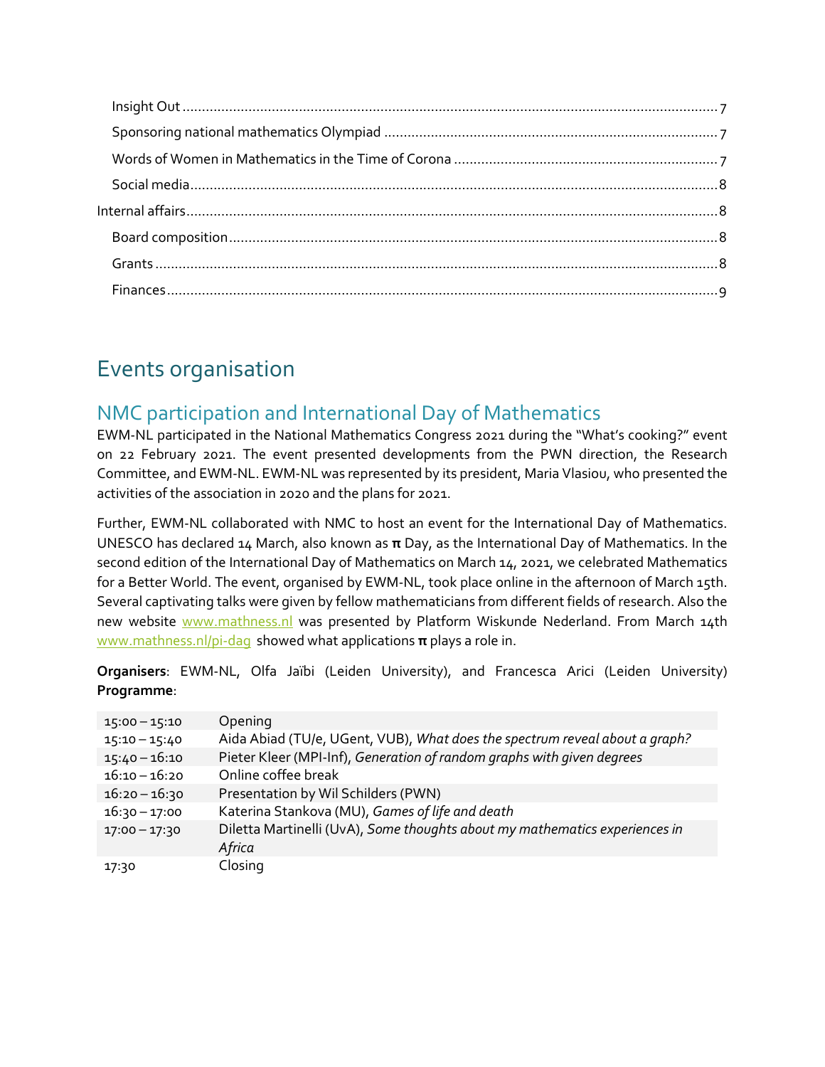- Insight Out ... 7
- Sponsoring national mathematics Olympiad ... 7
- Words of Women in Mathematics in the Time of Corona ... 7
- Social media ... 8

Internal affairs ... 8

- Board composition ... 8
- Grants ... 8
- Finances ... 9

# Events organisation

## NMC participation and International Day of Mathematics

EWM-NL participated in the National Mathematics Congress 2021 during the "What's cooking?" event on 22 February 2021. The event presented developments from the PWN direction, the Research Committee, and EWM-NL. EWM-NL was represented by its president, Maria Vlasiou, who presented the activities of the association in 2020 and the plans for 2021.

Further, EWM-NL collaborated with NMC to host an event for the International Day of Mathematics. UNESCO has declared 14 March, also known as **π** Day, as the International Day of Mathematics. In the second edition of the International Day of Mathematics on March 14, 2021, we celebrated Mathematics for a Better World. The event, organised by EWM-NL, took place online in the afternoon of March 15th. Several captivating talks were given by fellow mathematicians from different fields of research. Also the new website www.mathness.nl was presented by Platform Wiskunde Nederland. From March 14th www.mathness.nl/pi-dag showed what applications **π** plays a role in.

**Organisers**: EWM-NL, Olfa Jaïbi (Leiden University), and Francesca Arici (Leiden University)
**Programme**:

| | |
|---|---|
| 15:00 – 15:10 | Opening |
| 15:10 – 15:40 | Aida Abiad (TU/e, UGent, VUB), *What does the spectrum reveal about a graph?* |
| 15:40 – 16:10 | Pieter Kleer (MPI-Inf), *Generation of random graphs with given degrees* |
| 16:10 – 16:20 | Online coffee break |
| 16:20 – 16:30 | Presentation by Wil Schilders (PWN) |
| 16:30 – 17:00 | Katerina Stankova (MU), *Games of life and death* |
| 17:00 – 17:30 | Diletta Martinelli (UvA), *Some thoughts about my mathematics experiences in Africa* |
| 17:30 | Closing |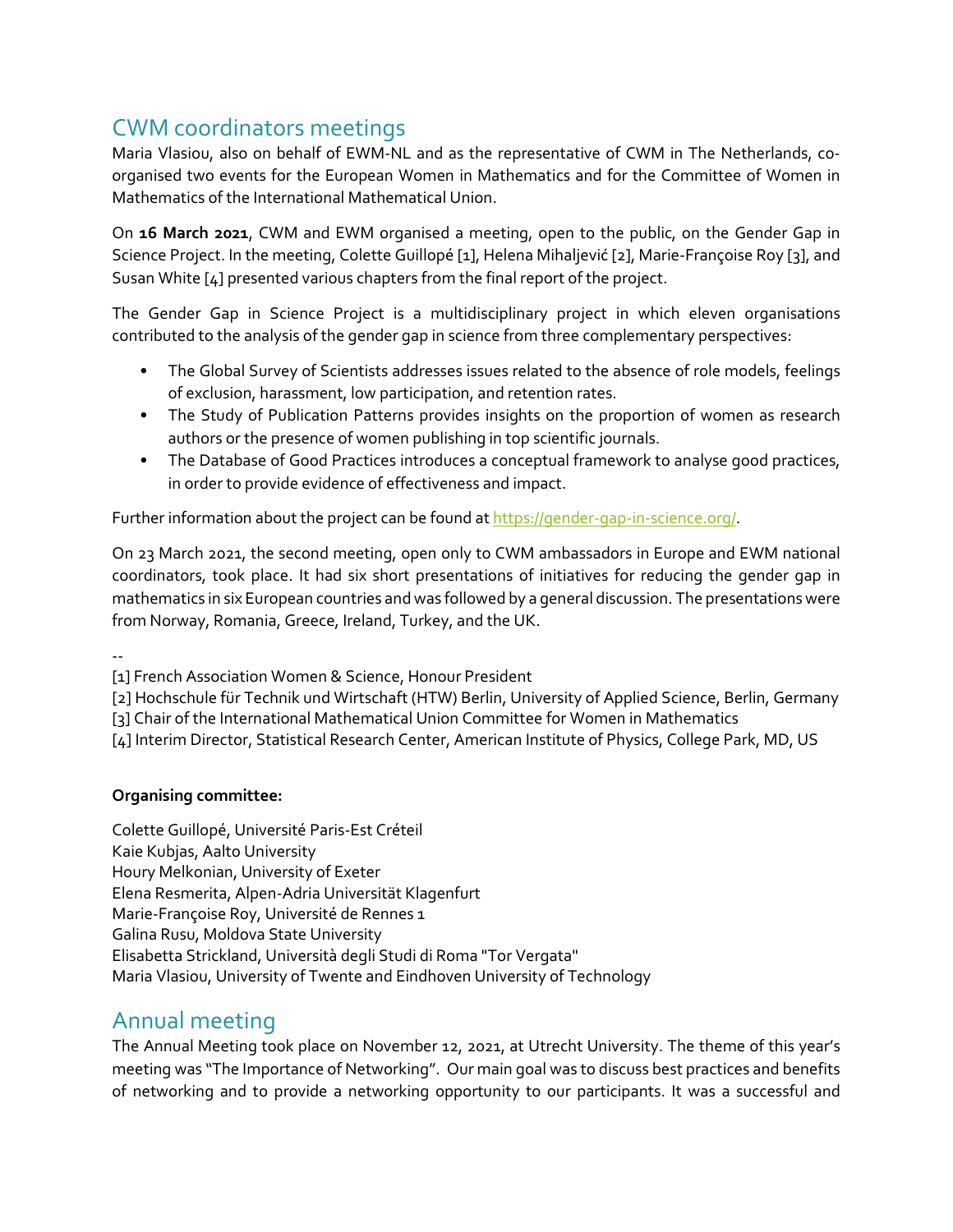## CWM coordinators meetings

Maria Vlasiou, also on behalf of EWM-NL and as the representative of CWM in The Netherlands, co-organised two events for the European Women in Mathematics and for the Committee of Women in Mathematics of the International Mathematical Union.

On **16 March 2021**, CWM and EWM organised a meeting, open to the public, on the Gender Gap in Science Project. In the meeting, Colette Guillopé [1], Helena Mihaljević [2], Marie-Françoise Roy [3], and Susan White [4] presented various chapters from the final report of the project.

The Gender Gap in Science Project is a multidisciplinary project in which eleven organisations contributed to the analysis of the gender gap in science from three complementary perspectives:

- The Global Survey of Scientists addresses issues related to the absence of role models, feelings of exclusion, harassment, low participation, and retention rates.
- The Study of Publication Patterns provides insights on the proportion of women as research authors or the presence of women publishing in top scientific journals.
- The Database of Good Practices introduces a conceptual framework to analyse good practices, in order to provide evidence of effectiveness and impact.

Further information about the project can be found at https://gender-gap-in-science.org/.

On 23 March 2021, the second meeting, open only to CWM ambassadors in Europe and EWM national coordinators, took place. It had six short presentations of initiatives for reducing the gender gap in mathematics in six European countries and was followed by a general discussion. The presentations were from Norway, Romania, Greece, Ireland, Turkey, and the UK.

--

[1] French Association Women & Science, Honour President
[2] Hochschule für Technik und Wirtschaft (HTW) Berlin, University of Applied Science, Berlin, Germany
[3] Chair of the International Mathematical Union Committee for Women in Mathematics
[4] Interim Director, Statistical Research Center, American Institute of Physics, College Park, MD, US

**Organising committee:**

Colette Guillopé, Université Paris-Est Créteil
Kaie Kubjas, Aalto University
Houry Melkonian, University of Exeter
Elena Resmerita, Alpen-Adria Universität Klagenfurt
Marie-Françoise Roy, Université de Rennes 1
Galina Rusu, Moldova State University
Elisabetta Strickland, Università degli Studi di Roma "Tor Vergata"
Maria Vlasiou, University of Twente and Eindhoven University of Technology

## Annual meeting

The Annual Meeting took place on November 12, 2021, at Utrecht University. The theme of this year's meeting was "The Importance of Networking". Our main goal was to discuss best practices and benefits of networking and to provide a networking opportunity to our participants. It was a successful and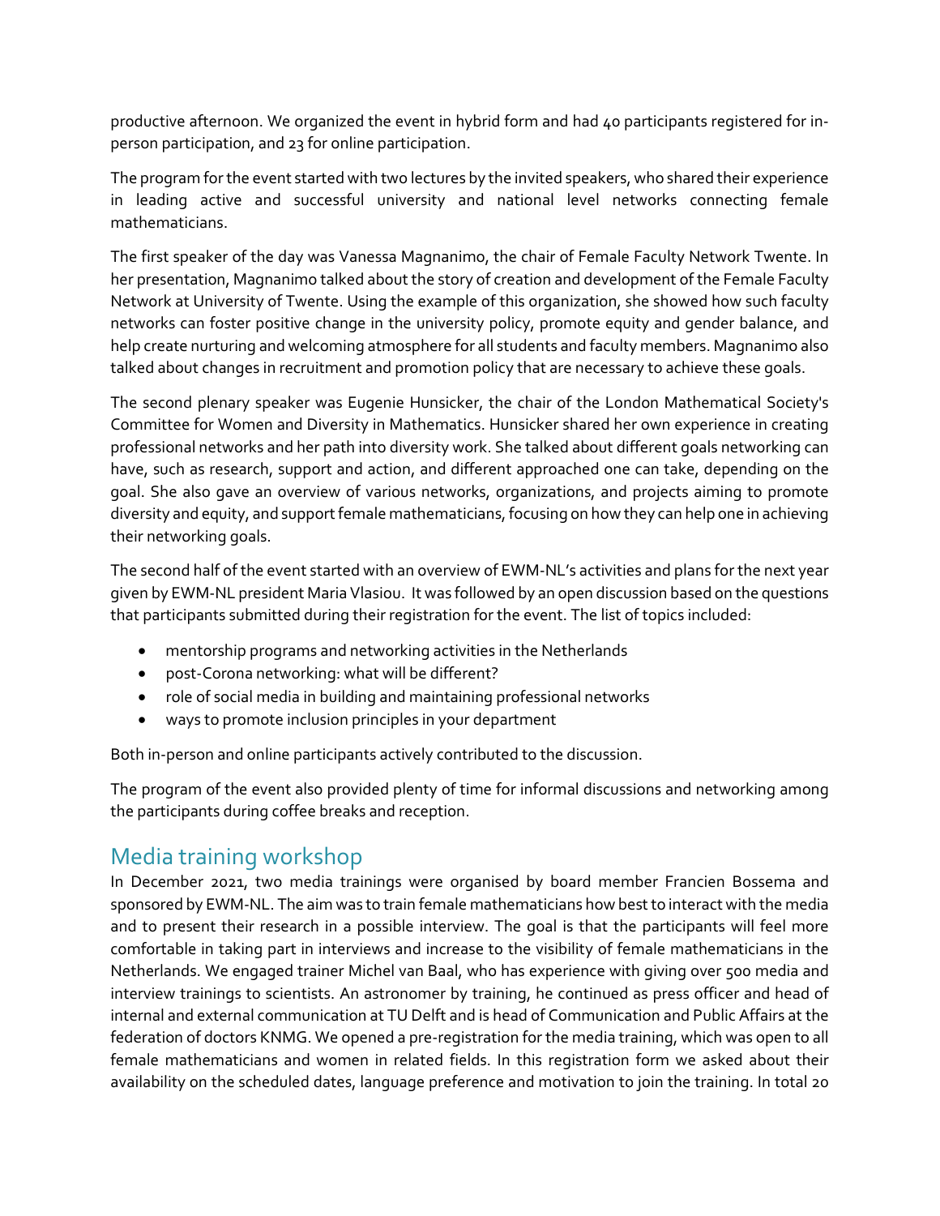productive afternoon. We organized the event in hybrid form and had 40 participants registered for in-person participation, and 23 for online participation.

The program for the event started with two lectures by the invited speakers, who shared their experience in leading active and successful university and national level networks connecting female mathematicians.

The first speaker of the day was Vanessa Magnanimo, the chair of Female Faculty Network Twente. In her presentation, Magnanimo talked about the story of creation and development of the Female Faculty Network at University of Twente. Using the example of this organization, she showed how such faculty networks can foster positive change in the university policy, promote equity and gender balance, and help create nurturing and welcoming atmosphere for all students and faculty members. Magnanimo also talked about changes in recruitment and promotion policy that are necessary to achieve these goals.

The second plenary speaker was Eugenie Hunsicker, the chair of the London Mathematical Society's Committee for Women and Diversity in Mathematics. Hunsicker shared her own experience in creating professional networks and her path into diversity work. She talked about different goals networking can have, such as research, support and action, and different approached one can take, depending on the goal. She also gave an overview of various networks, organizations, and projects aiming to promote diversity and equity, and support female mathematicians, focusing on how they can help one in achieving their networking goals.

The second half of the event started with an overview of EWM-NL's activities and plans for the next year given by EWM-NL president Maria Vlasiou. It was followed by an open discussion based on the questions that participants submitted during their registration for the event. The list of topics included:

- mentorship programs and networking activities in the Netherlands
- post-Corona networking: what will be different?
- role of social media in building and maintaining professional networks
- ways to promote inclusion principles in your department

Both in-person and online participants actively contributed to the discussion.

The program of the event also provided plenty of time for informal discussions and networking among the participants during coffee breaks and reception.

## Media training workshop

In December 2021, two media trainings were organised by board member Francien Bossema and sponsored by EWM-NL. The aim was to train female mathematicians how best to interact with the media and to present their research in a possible interview. The goal is that the participants will feel more comfortable in taking part in interviews and increase to the visibility of female mathematicians in the Netherlands. We engaged trainer Michel van Baal, who has experience with giving over 500 media and interview trainings to scientists. An astronomer by training, he continued as press officer and head of internal and external communication at TU Delft and is head of Communication and Public Affairs at the federation of doctors KNMG. We opened a pre-registration for the media training, which was open to all female mathematicians and women in related fields. In this registration form we asked about their availability on the scheduled dates, language preference and motivation to join the training. In total 20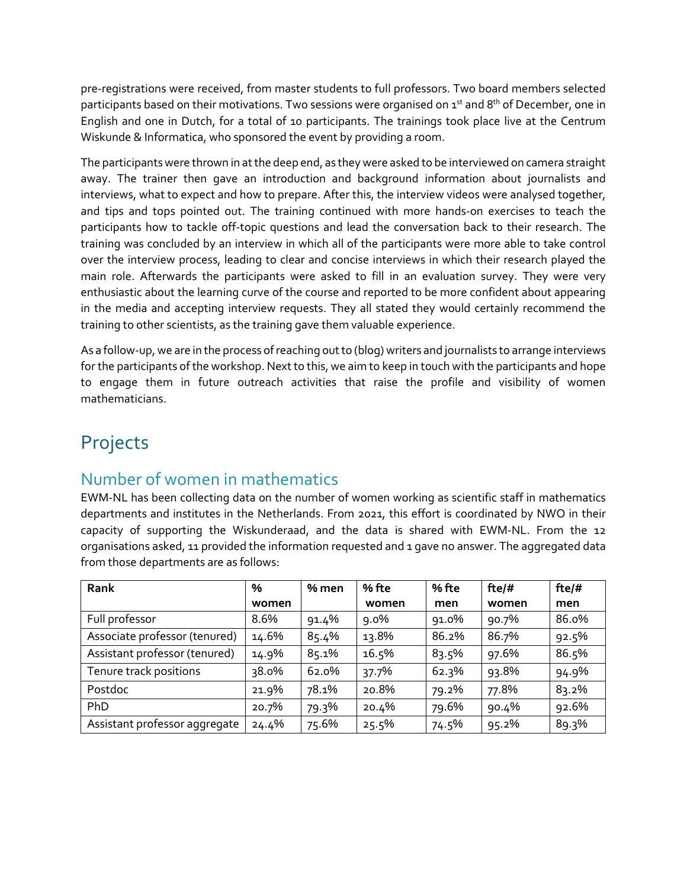pre-registrations were received, from master students to full professors. Two board members selected participants based on their motivations. Two sessions were organised on 1st and 8th of December, one in English and one in Dutch, for a total of 10 participants. The trainings took place live at the Centrum Wiskunde & Informatica, who sponsored the event by providing a room.

The participants were thrown in at the deep end, as they were asked to be interviewed on camera straight away. The trainer then gave an introduction and background information about journalists and interviews, what to expect and how to prepare. After this, the interview videos were analysed together, and tips and tops pointed out. The training continued with more hands-on exercises to teach the participants how to tackle off-topic questions and lead the conversation back to their research. The training was concluded by an interview in which all of the participants were more able to take control over the interview process, leading to clear and concise interviews in which their research played the main role. Afterwards the participants were asked to fill in an evaluation survey. They were very enthusiastic about the learning curve of the course and reported to be more confident about appearing in the media and accepting interview requests. They all stated they would certainly recommend the training to other scientists, as the training gave them valuable experience.

As a follow-up, we are in the process of reaching out to (blog) writers and journalists to arrange interviews for the participants of the workshop. Next to this, we aim to keep in touch with the participants and hope to engage them in future outreach activities that raise the profile and visibility of women mathematicians.

# Projects

## Number of women in mathematics

EWM-NL has been collecting data on the number of women working as scientific staff in mathematics departments and institutes in the Netherlands. From 2021, this effort is coordinated by NWO in their capacity of supporting the Wiskunderaad, and the data is shared with EWM-NL. From the 12 organisations asked, 11 provided the information requested and 1 gave no answer. The aggregated data from those departments are as follows:

| Rank | % women | % men | % fte women | % fte men | fte/# women | fte/# men |
|---|---|---|---|---|---|---|
| Full professor | 8.6% | 91.4% | 9.0% | 91.0% | 90.7% | 86.0% |
| Associate professor (tenured) | 14.6% | 85.4% | 13.8% | 86.2% | 86.7% | 92.5% |
| Assistant professor (tenured) | 14.9% | 85.1% | 16.5% | 83.5% | 97.6% | 86.5% |
| Tenure track positions | 38.0% | 62.0% | 37.7% | 62.3% | 93.8% | 94.9% |
| Postdoc | 21.9% | 78.1% | 20.8% | 79.2% | 77.8% | 83.2% |
| PhD | 20.7% | 79.3% | 20.4% | 79.6% | 90.4% | 92.6% |
| Assistant professor aggregate | 24.4% | 75.6% | 25.5% | 74.5% | 95.2% | 89.3% |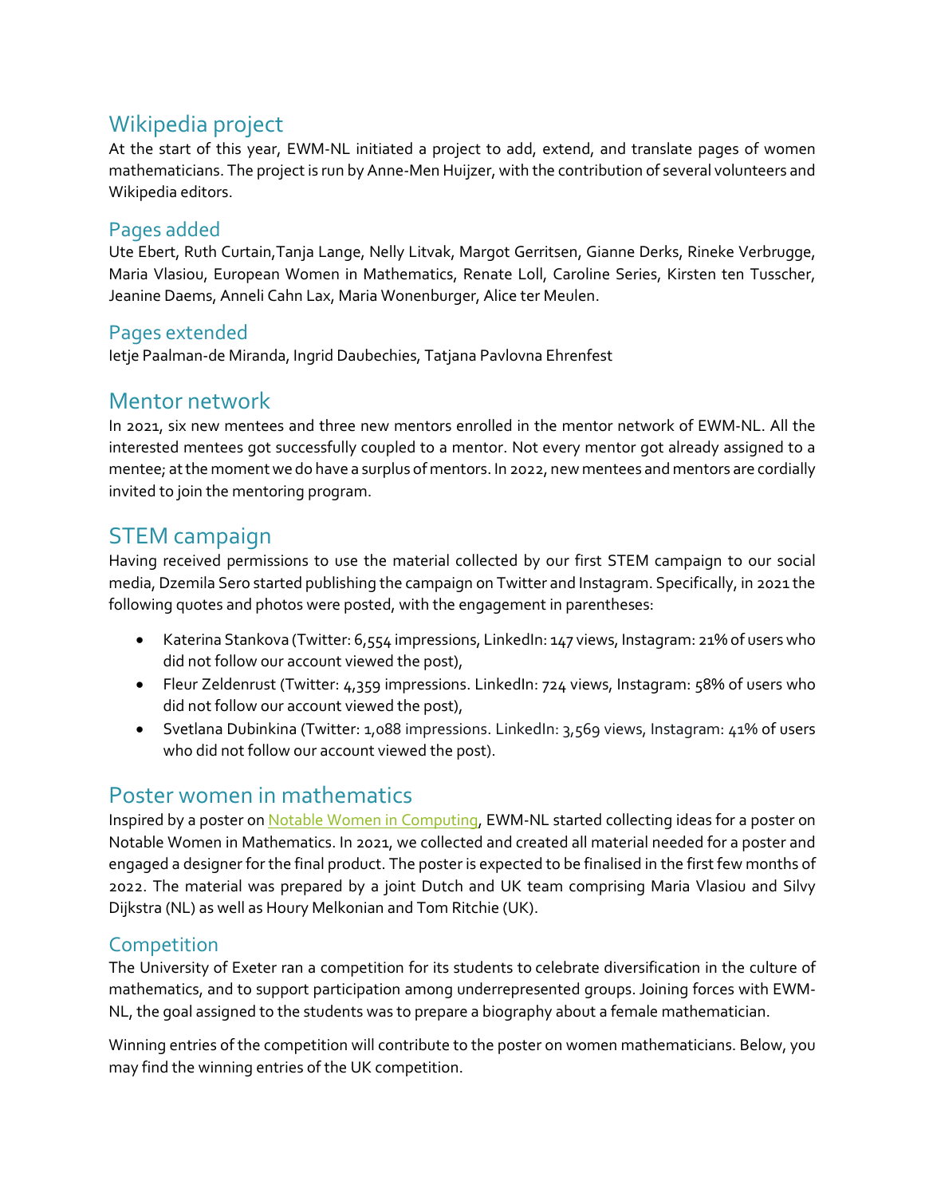## Wikipedia project

At the start of this year, EWM-NL initiated a project to add, extend, and translate pages of women mathematicians. The project is run by Anne-Men Huijzer, with the contribution of several volunteers and Wikipedia editors.

### Pages added

Ute Ebert, Ruth Curtain,Tanja Lange, Nelly Litvak, Margot Gerritsen, Gianne Derks, Rineke Verbrugge, Maria Vlasiou, European Women in Mathematics, Renate Loll, Caroline Series, Kirsten ten Tusscher, Jeanine Daems, Anneli Cahn Lax, Maria Wonenburger, Alice ter Meulen.

### Pages extended

Ietje Paalman-de Miranda, Ingrid Daubechies, Tatjana Pavlovna Ehrenfest

## Mentor network

In 2021, six new mentees and three new mentors enrolled in the mentor network of EWM-NL. All the interested mentees got successfully coupled to a mentor. Not every mentor got already assigned to a mentee; at the moment we do have a surplus of mentors. In 2022, new mentees and mentors are cordially invited to join the mentoring program.

## STEM campaign

Having received permissions to use the material collected by our first STEM campaign to our social media, Dzemila Sero started publishing the campaign on Twitter and Instagram. Specifically, in 2021 the following quotes and photos were posted, with the engagement in parentheses:

- Katerina Stankova (Twitter: 6,554 impressions, LinkedIn: 147 views, Instagram: 21% of users who did not follow our account viewed the post),
- Fleur Zeldenrust (Twitter: 4,359 impressions. LinkedIn: 724 views, Instagram: 58% of users who did not follow our account viewed the post),
- Svetlana Dubinkina (Twitter: 1,088 impressions. LinkedIn: 3,569 views, Instagram: 41% of users who did not follow our account viewed the post).

## Poster women in mathematics

Inspired by a poster on [Notable Women in Computing](), EWM-NL started collecting ideas for a poster on Notable Women in Mathematics. In 2021, we collected and created all material needed for a poster and engaged a designer for the final product. The poster is expected to be finalised in the first few months of 2022. The material was prepared by a joint Dutch and UK team comprising Maria Vlasiou and Silvy Dijkstra (NL) as well as Houry Melkonian and Tom Ritchie (UK).

### Competition

The University of Exeter ran a competition for its students to celebrate diversification in the culture of mathematics, and to support participation among underrepresented groups. Joining forces with EWM-NL, the goal assigned to the students was to prepare a biography about a female mathematician.

Winning entries of the competition will contribute to the poster on women mathematicians. Below, you may find the winning entries of the UK competition.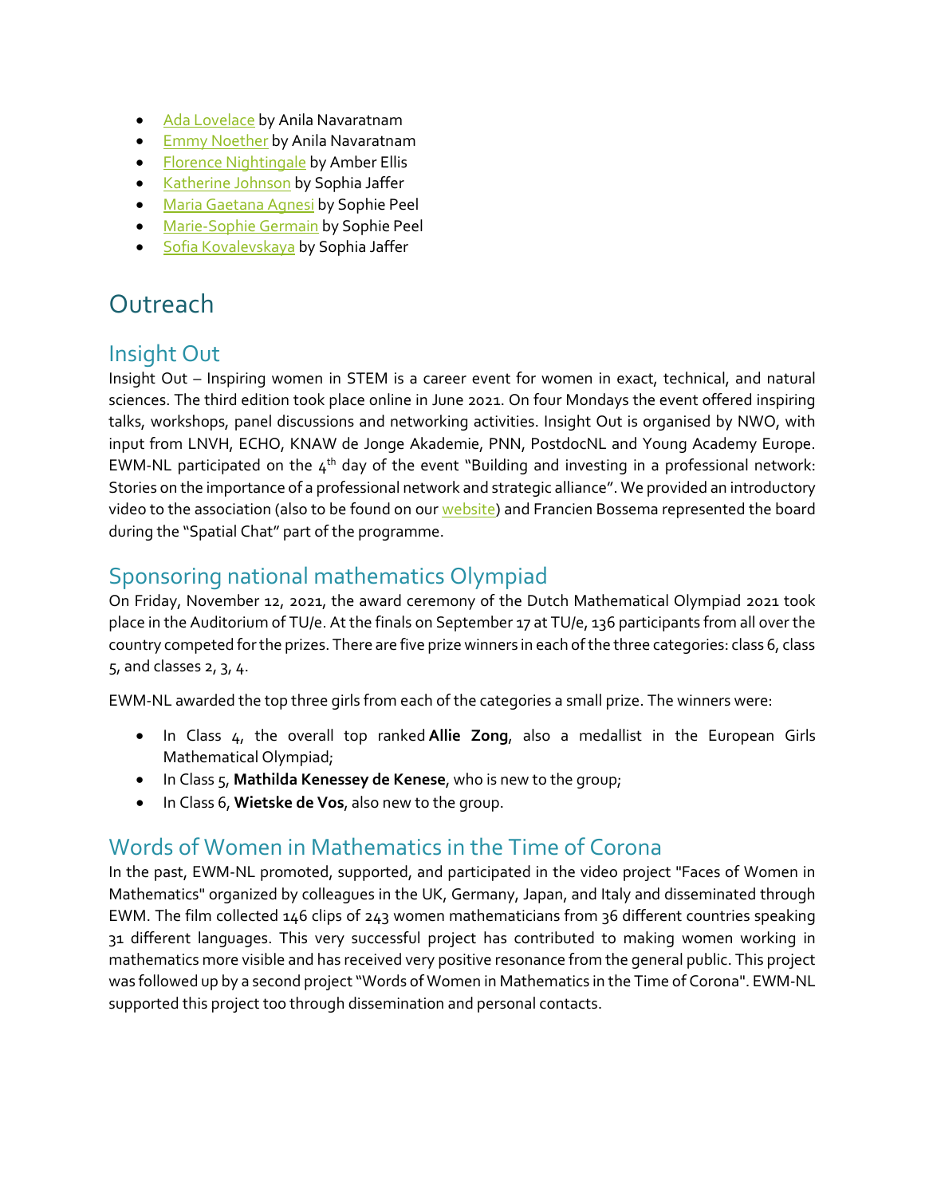- Ada Lovelace by Anila Navaratnam
- Emmy Noether by Anila Navaratnam
- Florence Nightingale by Amber Ellis
- Katherine Johnson by Sophia Jaffer
- Maria Gaetana Agnesi by Sophie Peel
- Marie-Sophie Germain by Sophie Peel
- Sofia Kovalevskaya by Sophia Jaffer

# Outreach

## Insight Out

Insight Out – Inspiring women in STEM is a career event for women in exact, technical, and natural sciences. The third edition took place online in June 2021. On four Mondays the event offered inspiring talks, workshops, panel discussions and networking activities. Insight Out is organised by NWO, with input from LNVH, ECHO, KNAW de Jonge Akademie, PNN, PostdocNL and Young Academy Europe. EWM-NL participated on the 4th day of the event "Building and investing in a professional network: Stories on the importance of a professional network and strategic alliance". We provided an introductory video to the association (also to be found on our website) and Francien Bossema represented the board during the "Spatial Chat" part of the programme.

## Sponsoring national mathematics Olympiad

On Friday, November 12, 2021, the award ceremony of the Dutch Mathematical Olympiad 2021 took place in the Auditorium of TU/e. At the finals on September 17 at TU/e, 136 participants from all over the country competed for the prizes. There are five prize winners in each of the three categories: class 6, class 5, and classes 2, 3, 4.

EWM-NL awarded the top three girls from each of the categories a small prize. The winners were:

- In Class 4, the overall top ranked **Allie Zong**, also a medallist in the European Girls Mathematical Olympiad;
- In Class 5, **Mathilda Kenessey de Kenese**, who is new to the group;
- In Class 6, **Wietske de Vos**, also new to the group.

## Words of Women in Mathematics in the Time of Corona

In the past, EWM-NL promoted, supported, and participated in the video project "Faces of Women in Mathematics" organized by colleagues in the UK, Germany, Japan, and Italy and disseminated through EWM. The film collected 146 clips of 243 women mathematicians from 36 different countries speaking 31 different languages. This very successful project has contributed to making women working in mathematics more visible and has received very positive resonance from the general public. This project was followed up by a second project "Words of Women in Mathematics in the Time of Corona". EWM-NL supported this project too through dissemination and personal contacts.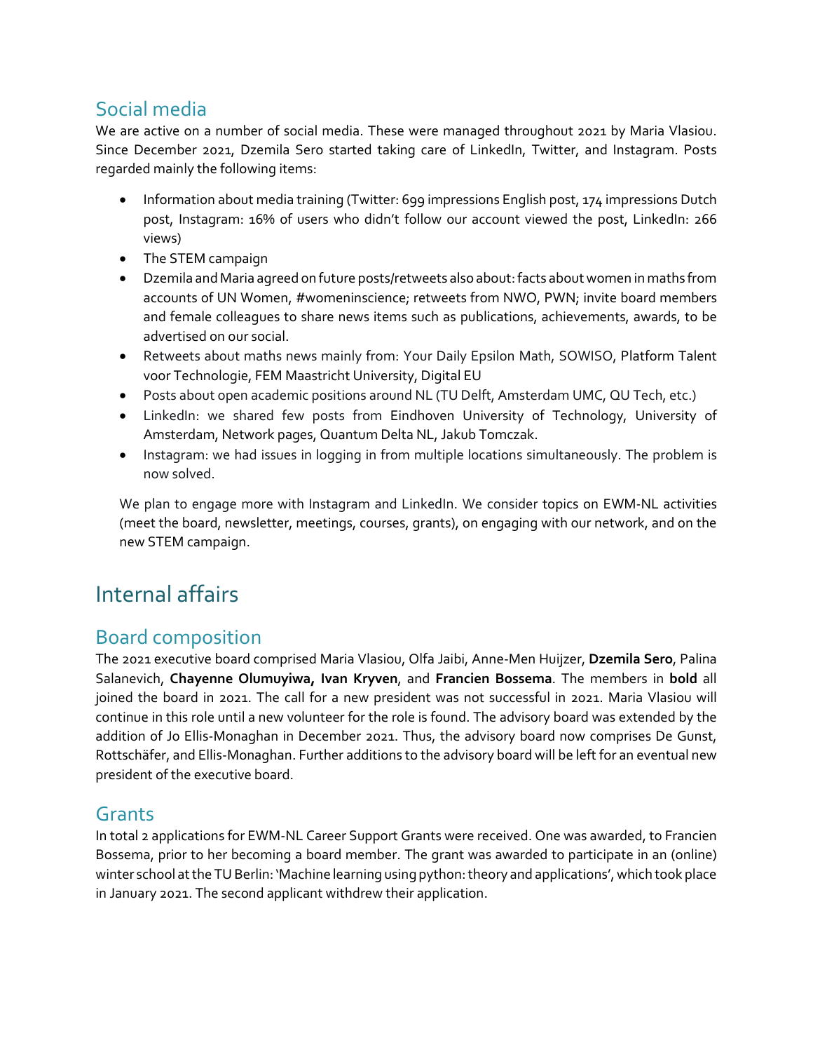## Social media

We are active on a number of social media. These were managed throughout 2021 by Maria Vlasiou. Since December 2021, Dzemila Sero started taking care of LinkedIn, Twitter, and Instagram. Posts regarded mainly the following items:

- Information about media training (Twitter: 699 impressions English post, 174 impressions Dutch post, Instagram: 16% of users who didn't follow our account viewed the post, LinkedIn: 266 views)
- The STEM campaign
- Dzemila and Maria agreed on future posts/retweets also about: facts about women in maths from accounts of UN Women, #womeninscience; retweets from NWO, PWN; invite board members and female colleagues to share news items such as publications, achievements, awards, to be advertised on our social.
- Retweets about maths news mainly from: Your Daily Epsilon Math, SOWISO, Platform Talent voor Technologie, FEM Maastricht University, Digital EU
- Posts about open academic positions around NL (TU Delft, Amsterdam UMC, QU Tech, etc.)
- LinkedIn: we shared few posts from Eindhoven University of Technology, University of Amsterdam, Network pages, Quantum Delta NL, Jakub Tomczak.
- Instagram: we had issues in logging in from multiple locations simultaneously. The problem is now solved.

We plan to engage more with Instagram and LinkedIn. We consider topics on EWM-NL activities (meet the board, newsletter, meetings, courses, grants), on engaging with our network, and on the new STEM campaign.

# Internal affairs

## Board composition

The 2021 executive board comprised Maria Vlasiou, Olfa Jaibi, Anne-Men Huijzer, **Dzemila Sero**, Palina Salanevich, **Chayenne Olumuyiwa, Ivan Kryven**, and **Francien Bossema**. The members in **bold** all joined the board in 2021. The call for a new president was not successful in 2021. Maria Vlasiou will continue in this role until a new volunteer for the role is found. The advisory board was extended by the addition of Jo Ellis-Monaghan in December 2021. Thus, the advisory board now comprises De Gunst, Rottschäfer, and Ellis-Monaghan. Further additions to the advisory board will be left for an eventual new president of the executive board.

## Grants

In total 2 applications for EWM-NL Career Support Grants were received. One was awarded, to Francien Bossema, prior to her becoming a board member. The grant was awarded to participate in an (online) winter school at the TU Berlin: 'Machine learning using python: theory and applications', which took place in January 2021. The second applicant withdrew their application.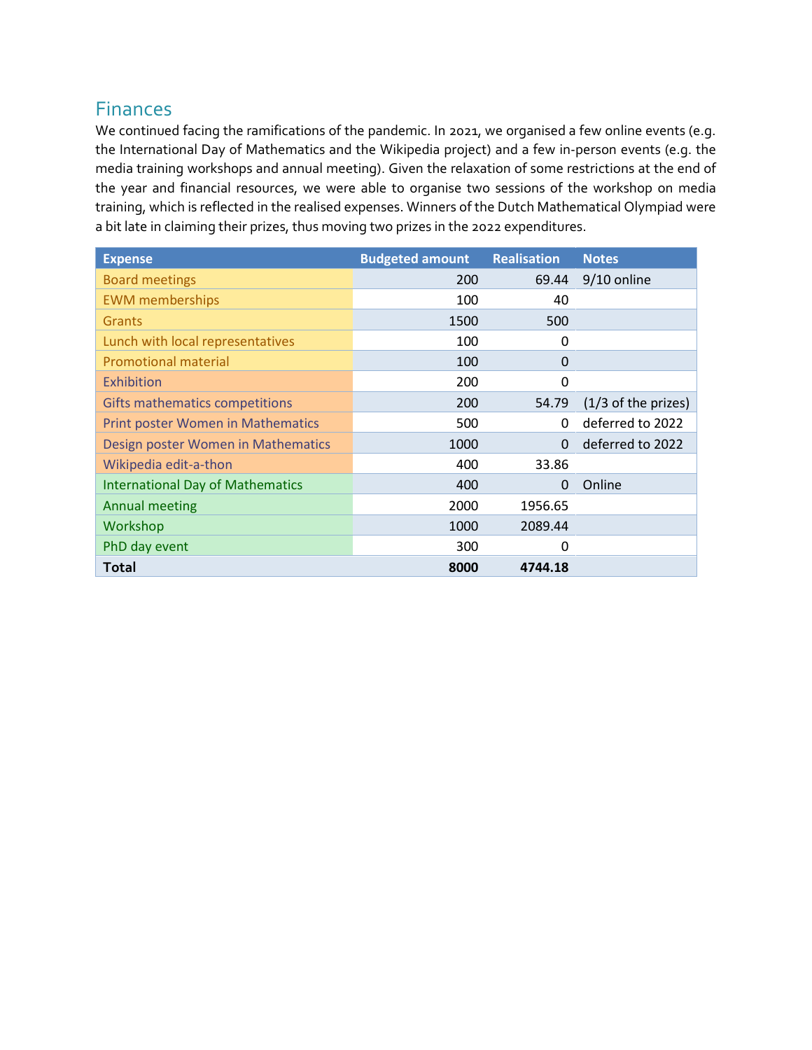## Finances

We continued facing the ramifications of the pandemic. In 2021, we organised a few online events (e.g. the International Day of Mathematics and the Wikipedia project) and a few in-person events (e.g. the media training workshops and annual meeting). Given the relaxation of some restrictions at the end of the year and financial resources, we were able to organise two sessions of the workshop on media training, which is reflected in the realised expenses. Winners of the Dutch Mathematical Olympiad were a bit late in claiming their prizes, thus moving two prizes in the 2022 expenditures.

| Expense | Budgeted amount | Realisation | Notes |
|---|---|---|---|
| Board meetings | 200 | 69.44 | 9/10 online |
| EWM memberships | 100 | 40 | |
| Grants | 1500 | 500 | |
| Lunch with local representatives | 100 | 0 | |
| Promotional material | 100 | 0 | |
| Exhibition | 200 | 0 | |
| Gifts mathematics competitions | 200 | 54.79 | (1/3 of the prizes) |
| Print poster Women in Mathematics | 500 | 0 | deferred to 2022 |
| Design poster Women in Mathematics | 1000 | 0 | deferred to 2022 |
| Wikipedia edit-a-thon | 400 | 33.86 | |
| International Day of Mathematics | 400 | 0 | Online |
| Annual meeting | 2000 | 1956.65 | |
| Workshop | 1000 | 2089.44 | |
| PhD day event | 300 | 0 | |
| **Total** | **8000** | **4744.18** | |